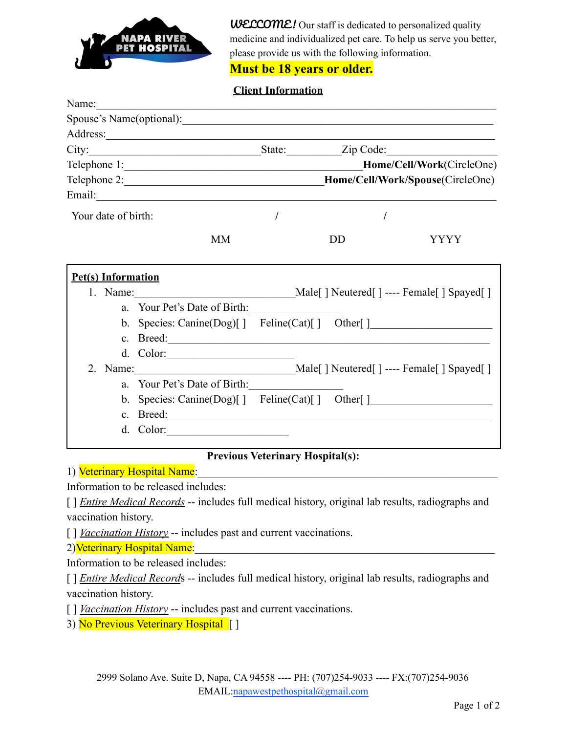NAPA RIVER PET HOSPITAL

*WELCOME!* Our staff is dedicated to personalized quality medicine and individualized pet care. To help us serve you better, please provide us with the following information.

**Must be 18 years or older.**

## Client Information

Name:\_\_\_\_\_\_\_\_\_\_\_\_\_\_\_\_\_\_\_\_\_\_\_\_\_\_\_\_\_\_\_\_\_\_\_\_\_\_\_\_\_\_\_\_\_\_\_\_\_\_\_\_\_\_\_\_\_\_

Spouse's Name(optional):\_\_\_\_\_\_\_\_\_\_\_\_\_\_\_\_\_\_\_\_\_\_\_\_\_\_\_\_\_\_\_\_\_\_\_\_\_\_\_\_\_\_\_\_

Address:\_\_\_\_\_\_\_\_\_\_\_\_\_\_\_\_\_\_\_\_\_\_\_\_\_\_\_\_\_\_\_\_\_\_\_\_\_\_\_\_\_\_\_\_\_\_\_\_\_\_\_\_\_\_\_\_

City:\_\_\_\_\_\_\_\_\_\_\_\_\_\_\_\_\_\_\_\_\_\_\_\_\_State:\_\_\_\_\_\_\_Zip Code:\_\_\_\_\_\_\_\_\_\_\_\_\_\_

Telephone 1:\_\_\_\_\_\_\_\_\_\_\_\_\_\_\_\_\_\_\_\_\_\_\_\_\_\_\_\_\_\_\_\_**Home/Cell/Work**(CircleOne)

Telephone 2:\_\_\_\_\_\_\_\_\_\_\_\_\_\_\_\_\_\_\_\_\_\_\_\_\_\_\_\_**Home/Cell/Work/Spouse**(CircleOne)

Email:\_\_\_\_\_\_\_\_\_\_\_\_\_\_\_\_\_\_\_\_\_\_\_\_\_\_\_\_\_\_\_\_\_\_\_\_\_\_\_\_\_\_\_\_\_\_\_\_\_\_\_\_\_\_\_\_\_\_

Your date of birth: \_\_\_\_ / \_\_\_\_ / \_\_\_\_

MM DD YYYY

## Pet(s) Information

1. Name:\_\_\_\_\_\_\_\_\_\_\_\_\_\_\_\_\_\_\_\_\_\_Male[ ] Neutered[ ] ---- Female[ ] Spayed[ ]
   a. Your Pet's Date of Birth:\_\_\_\_\_\_\_\_\_\_\_\_\_
   b. Species: Canine(Dog)[ ] Feline(Cat)[ ] Other[ ]\_\_\_\_\_\_\_\_\_\_\_\_\_\_\_\_
   c. Breed:\_\_\_\_\_\_\_\_\_\_\_\_\_\_\_\_\_\_\_\_\_\_\_\_\_\_\_\_\_\_\_\_\_\_\_\_\_\_\_\_\_\_\_\_\_\_
   d. Color:\_\_\_\_\_\_\_\_\_\_\_\_\_\_\_\_\_
2. Name:\_\_\_\_\_\_\_\_\_\_\_\_\_\_\_\_\_\_\_\_\_\_Male[ ] Neutered[ ] ---- Female[ ] Spayed[ ]
   a. Your Pet's Date of Birth:\_\_\_\_\_\_\_\_\_\_\_\_\_
   b. Species: Canine(Dog)[ ] Feline(Cat)[ ] Other[ ]\_\_\_\_\_\_\_\_\_\_\_\_\_\_\_\_
   c. Breed:\_\_\_\_\_\_\_\_\_\_\_\_\_\_\_\_\_\_\_\_\_\_\_\_\_\_\_\_\_\_\_\_\_\_\_\_\_\_\_\_\_\_\_\_\_\_
   d. Color:\_\_\_\_\_\_\_\_\_\_\_\_\_\_\_\_\_

## Previous Veterinary Hospital(s):

1) Veterinary Hospital Name:\_\_\_\_\_\_\_\_\_\_\_\_\_\_\_\_\_\_\_\_\_\_\_\_\_\_\_\_\_\_\_\_\_\_\_\_\_\_\_\_\_\_\_\_

Information to be released includes:

[ ] *Entire Medical Records* -- includes full medical history, original lab results, radiographs and vaccination history.

[ ] *Vaccination History* -- includes past and current vaccinations.

2) Veterinary Hospital Name:\_\_\_\_\_\_\_\_\_\_\_\_\_\_\_\_\_\_\_\_\_\_\_\_\_\_\_\_\_\_\_\_\_\_\_\_\_\_\_\_\_\_\_\_

Information to be released includes:

[ ] *Entire Medical Records* -- includes full medical history, original lab results, radiographs and vaccination history.

[ ] *Vaccination History* -- includes past and current vaccinations.

3) No Previous Veterinary Hospital [ ]

2999 Solano Ave. Suite D, Napa, CA 94558 ---- PH: (707)254-9033 ---- FX:(707)254-9036

EMAIL:napawestpethospital@gmail.com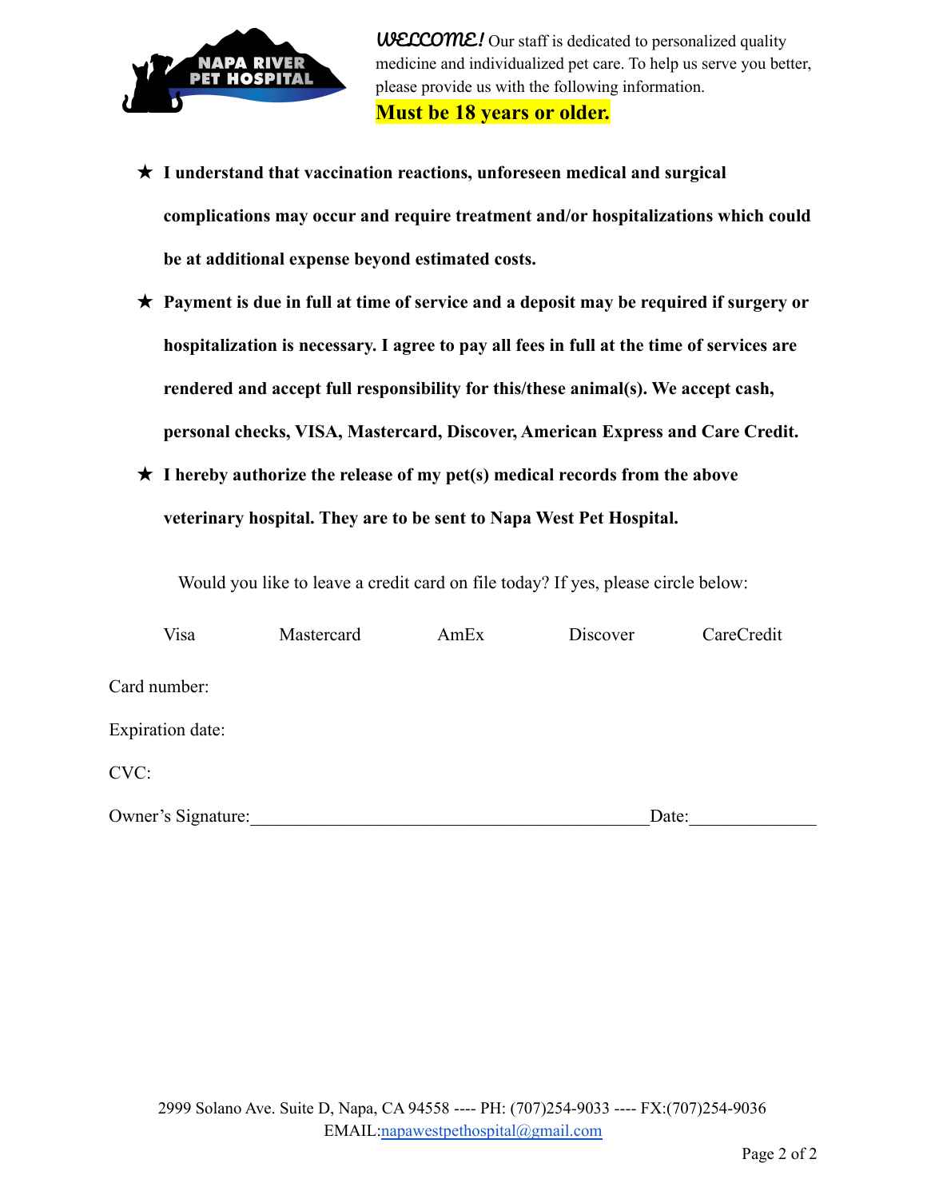NAPA RIVER PET HOSPITAL

***WELCOME!*** Our staff is dedicated to personalized quality medicine and individualized pet care. To help us serve you better, please provide us with the following information.

**Must be 18 years or older.**

- ★ **I understand that vaccination reactions, unforeseen medical and surgical complications may occur and require treatment and/or hospitalizations which could be at additional expense beyond estimated costs.**
- ★ **Payment is due in full at time of service and a deposit may be required if surgery or hospitalization is necessary. I agree to pay all fees in full at the time of services are rendered and accept full responsibility for this/these animal(s). We accept cash, personal checks, VISA, Mastercard, Discover, American Express and Care Credit.**
- ★ **I hereby authorize the release of my pet(s) medical records from the above veterinary hospital. They are to be sent to Napa West Pet Hospital.**

Would you like to leave a credit card on file today? If yes, please circle below:

Visa      Mastercard      AmEx      Discover      CareCredit

Card number:

Expiration date:

CVC:

Owner's Signature:_____________________________________________Date:______________

2999 Solano Ave. Suite D, Napa, CA 94558 ---- PH: (707)254-9033 ---- FX:(707)254-9036
EMAIL:napawestpethospital@gmail.com